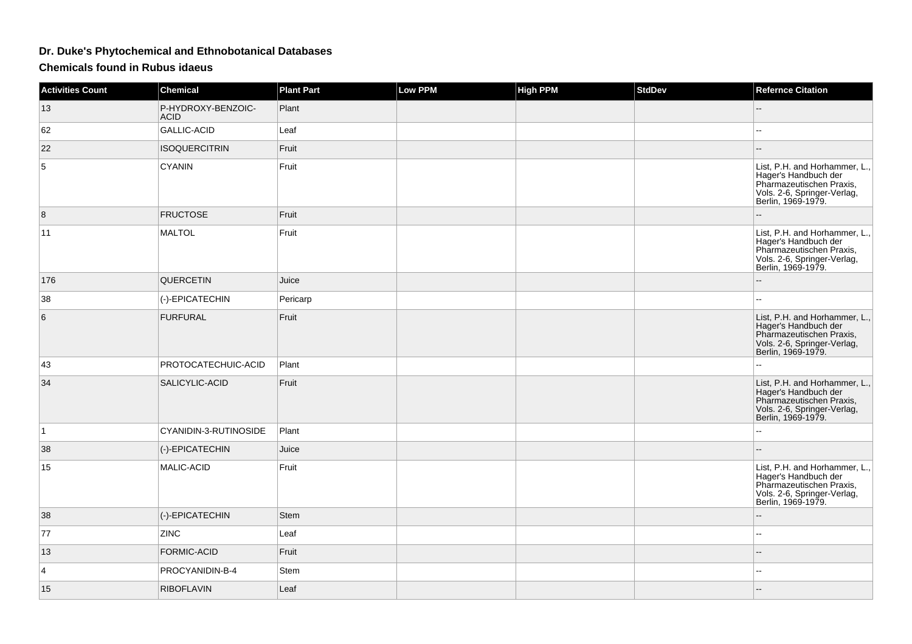# Dr. Duke's Phytochemical and Ethnobotanical Databases

## Chemicals found in Rubus idaeus

| Activities Count | Chemical | Plant Part | Low PPM | High PPM | StdDev | Refernce Citation |
|---|---|---|---|---|---|---|
| 13 | P-HYDROXY-BENZOIC-ACID | Plant | | | | -- |
| 62 | GALLIC-ACID | Leaf | | | | -- |
| 22 | ISOQUERCITRIN | Fruit | | | | -- |
| 5 | CYANIN | Fruit | | | | List, P.H. and Horhammer, L., Hager's Handbuch der Pharmazeutischen Praxis, Vols. 2-6, Springer-Verlag, Berlin, 1969-1979. |
| 8 | FRUCTOSE | Fruit | | | | -- |
| 11 | MALTOL | Fruit | | | | List, P.H. and Horhammer, L., Hager's Handbuch der Pharmazeutischen Praxis, Vols. 2-6, Springer-Verlag, Berlin, 1969-1979. |
| 176 | QUERCETIN | Juice | | | | -- |
| 38 | (-)-EPICATECHIN | Pericarp | | | | -- |
| 6 | FURFURAL | Fruit | | | | List, P.H. and Horhammer, L., Hager's Handbuch der Pharmazeutischen Praxis, Vols. 2-6, Springer-Verlag, Berlin, 1969-1979. |
| 43 | PROTOCATECHUIC-ACID | Plant | | | | -- |
| 34 | SALICYLIC-ACID | Fruit | | | | List, P.H. and Horhammer, L., Hager's Handbuch der Pharmazeutischen Praxis, Vols. 2-6, Springer-Verlag, Berlin, 1969-1979. |
| 1 | CYANIDIN-3-RUTINOSIDE | Plant | | | | -- |
| 38 | (-)-EPICATECHIN | Juice | | | | -- |
| 15 | MALIC-ACID | Fruit | | | | List, P.H. and Horhammer, L., Hager's Handbuch der Pharmazeutischen Praxis, Vols. 2-6, Springer-Verlag, Berlin, 1969-1979. |
| 38 | (-)-EPICATECHIN | Stem | | | | -- |
| 77 | ZINC | Leaf | | | | -- |
| 13 | FORMIC-ACID | Fruit | | | | -- |
| 4 | PROCYANIDIN-B-4 | Stem | | | | -- |
| 15 | RIBOFLAVIN | Leaf | | | | -- |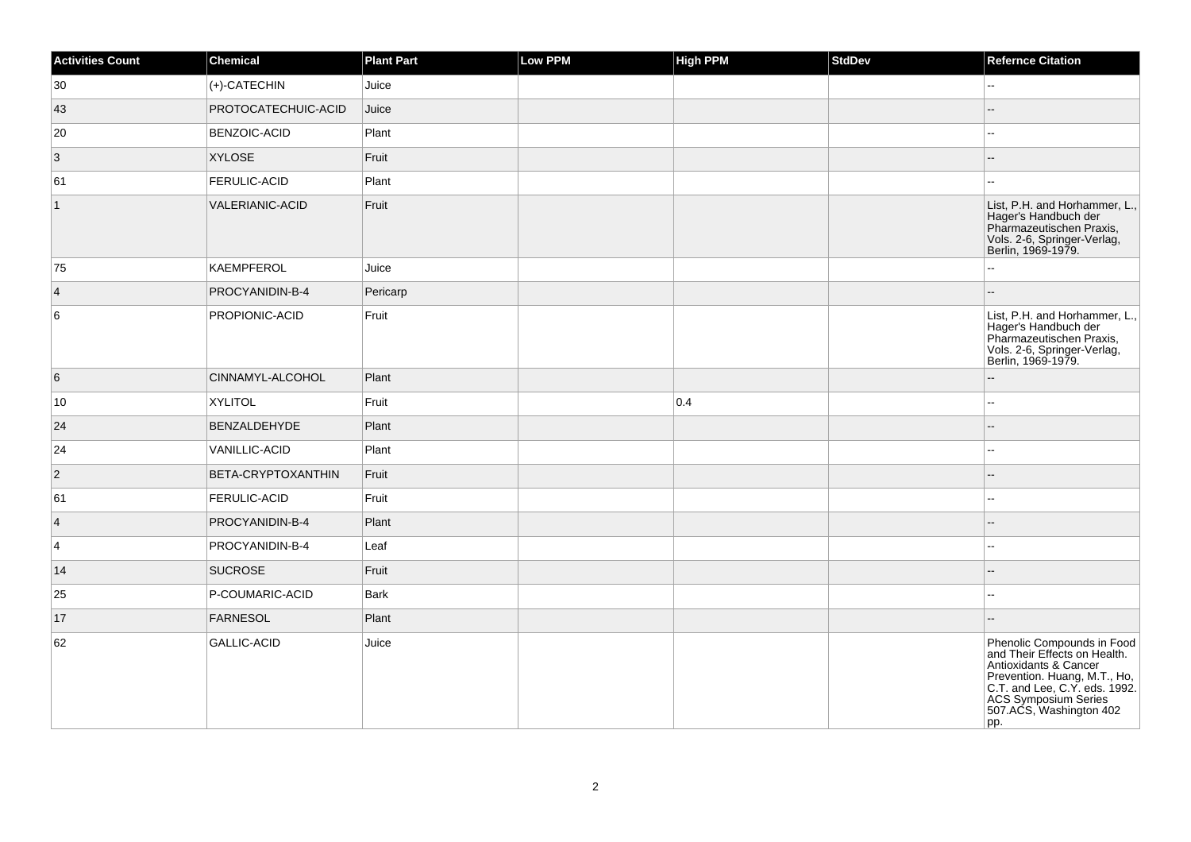| Activities Count | Chemical | Plant Part | Low PPM | High PPM | StdDev | Refernce Citation |
| --- | --- | --- | --- | --- | --- | --- |
| 30 | (+)-CATECHIN | Juice | | | | -- |
| 43 | PROTOCATECHUIC-ACID | Juice | | | | -- |
| 20 | BENZOIC-ACID | Plant | | | | -- |
| 3 | XYLOSE | Fruit | | | | -- |
| 61 | FERULIC-ACID | Plant | | | | -- |
| 1 | VALERIANIC-ACID | Fruit | | | | List, P.H. and Horhammer, L., Hager's Handbuch der Pharmazeutischen Praxis, Vols. 2-6, Springer-Verlag, Berlin, 1969-1979. |
| 75 | KAEMPFEROL | Juice | | | | -- |
| 4 | PROCYANIDIN-B-4 | Pericarp | | | | -- |
| 6 | PROPIONIC-ACID | Fruit | | | | List, P.H. and Horhammer, L., Hager's Handbuch der Pharmazeutischen Praxis, Vols. 2-6, Springer-Verlag, Berlin, 1969-1979. |
| 6 | CINNAMYL-ALCOHOL | Plant | | | | -- |
| 10 | XYLITOL | Fruit | | 0.4 | | -- |
| 24 | BENZALDEHYDE | Plant | | | | -- |
| 24 | VANILLIC-ACID | Plant | | | | -- |
| 2 | BETA-CRYPTOXANTHIN | Fruit | | | | -- |
| 61 | FERULIC-ACID | Fruit | | | | -- |
| 4 | PROCYANIDIN-B-4 | Plant | | | | -- |
| 4 | PROCYANIDIN-B-4 | Leaf | | | | -- |
| 14 | SUCROSE | Fruit | | | | -- |
| 25 | P-COUMARIC-ACID | Bark | | | | -- |
| 17 | FARNESOL | Plant | | | | -- |
| 62 | GALLIC-ACID | Juice | | | | Phenolic Compounds in Food and Their Effects on Health. Antioxidants & Cancer Prevention. Huang, M.T., Ho, C.T. and Lee, C.Y. eds. 1992. ACS Symposium Series 507.ACS, Washington 402 pp. |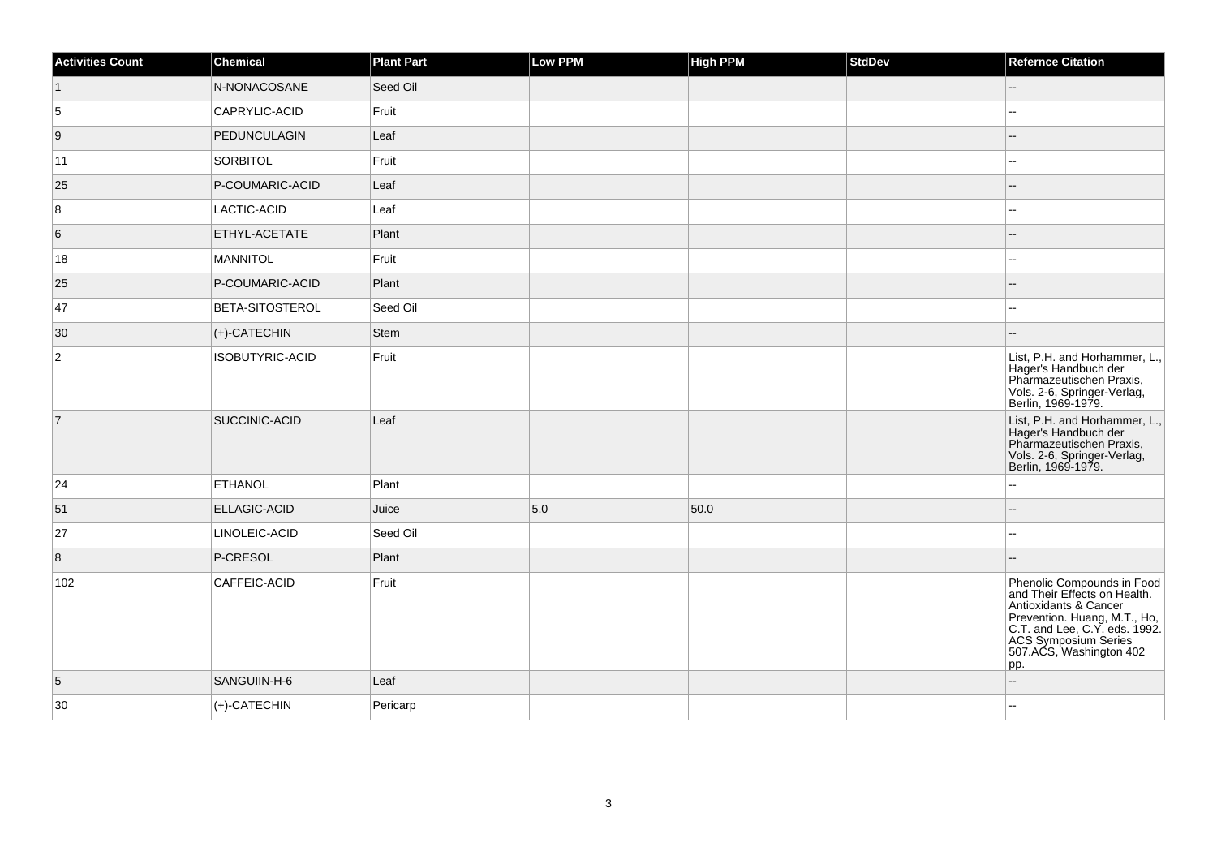| Activities Count | Chemical | Plant Part | Low PPM | High PPM | StdDev | Refernce Citation |
|---|---|---|---|---|---|---|
| 1 | N-NONACOSANE | Seed Oil | | | | -- |
| 5 | CAPRYLIC-ACID | Fruit | | | | -- |
| 9 | PEDUNCULAGIN | Leaf | | | | -- |
| 11 | SORBITOL | Fruit | | | | -- |
| 25 | P-COUMARIC-ACID | Leaf | | | | -- |
| 8 | LACTIC-ACID | Leaf | | | | -- |
| 6 | ETHYL-ACETATE | Plant | | | | -- |
| 18 | MANNITOL | Fruit | | | | -- |
| 25 | P-COUMARIC-ACID | Plant | | | | -- |
| 47 | BETA-SITOSTEROL | Seed Oil | | | | -- |
| 30 | (+)-CATECHIN | Stem | | | | -- |
| 2 | ISOBUTYRIC-ACID | Fruit | | | | List, P.H. and Horhammer, L., Hager's Handbuch der Pharmazeutischen Praxis, Vols. 2-6, Springer-Verlag, Berlin, 1969-1979. |
| 7 | SUCCINIC-ACID | Leaf | | | | List, P.H. and Horhammer, L., Hager's Handbuch der Pharmazeutischen Praxis, Vols. 2-6, Springer-Verlag, Berlin, 1969-1979. |
| 24 | ETHANOL | Plant | | | | -- |
| 51 | ELLAGIC-ACID | Juice | 5.0 | 50.0 | | -- |
| 27 | LINOLEIC-ACID | Seed Oil | | | | -- |
| 8 | P-CRESOL | Plant | | | | -- |
| 102 | CAFFEIC-ACID | Fruit | | | | Phenolic Compounds in Food and Their Effects on Health. Antioxidants & Cancer Prevention. Huang, M.T., Ho, C.T. and Lee, C.Y. eds. 1992. ACS Symposium Series 507.ACS, Washington 402 pp. |
| 5 | SANGUIIN-H-6 | Leaf | | | | -- |
| 30 | (+)-CATECHIN | Pericarp | | | | -- |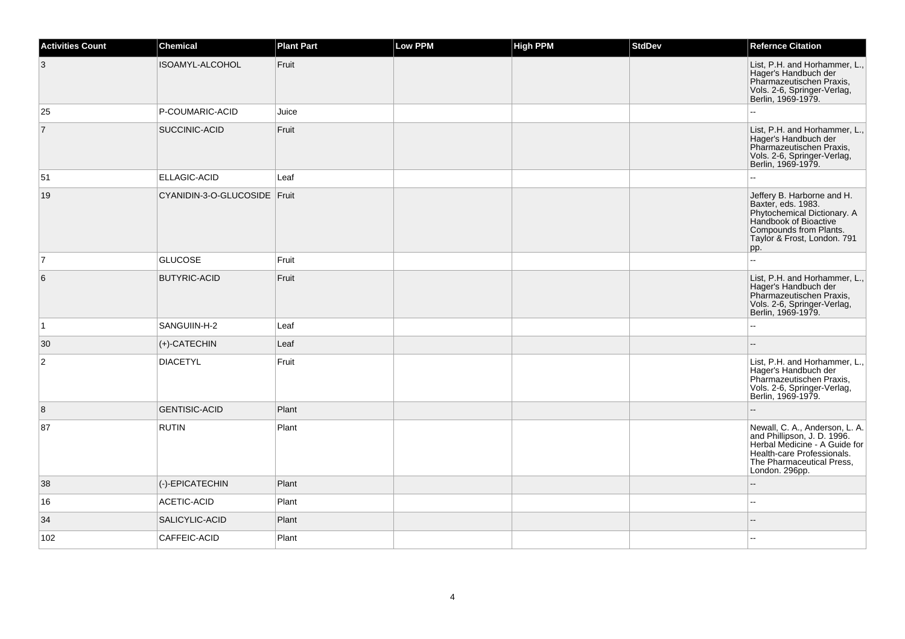| Activities Count | Chemical | Plant Part | Low PPM | High PPM | StdDev | Refernce Citation |
| --- | --- | --- | --- | --- | --- | --- |
| 3 | ISOAMYL-ALCOHOL | Fruit | | | | List, P.H. and Horhammer, L., Hager's Handbuch der Pharmazeutischen Praxis, Vols. 2-6, Springer-Verlag, Berlin, 1969-1979. |
| 25 | P-COUMARIC-ACID | Juice | | | | -- |
| 7 | SUCCINIC-ACID | Fruit | | | | List, P.H. and Horhammer, L., Hager's Handbuch der Pharmazeutischen Praxis, Vols. 2-6, Springer-Verlag, Berlin, 1969-1979. |
| 51 | ELLAGIC-ACID | Leaf | | | | -- |
| 19 | CYANIDIN-3-O-GLUCOSIDE | Fruit | | | | Jeffery B. Harborne and H. Baxter, eds. 1983. Phytochemical Dictionary. A Handbook of Bioactive Compounds from Plants. Taylor & Frost, London. 791 pp. |
| 7 | GLUCOSE | Fruit | | | | -- |
| 6 | BUTYRIC-ACID | Fruit | | | | List, P.H. and Horhammer, L., Hager's Handbuch der Pharmazeutischen Praxis, Vols. 2-6, Springer-Verlag, Berlin, 1969-1979. |
| 1 | SANGUIIN-H-2 | Leaf | | | | -- |
| 30 | (+)-CATECHIN | Leaf | | | | -- |
| 2 | DIACETYL | Fruit | | | | List, P.H. and Horhammer, L., Hager's Handbuch der Pharmazeutischen Praxis, Vols. 2-6, Springer-Verlag, Berlin, 1969-1979. |
| 8 | GENTISIC-ACID | Plant | | | | -- |
| 87 | RUTIN | Plant | | | | Newall, C. A., Anderson, L. A. and Phillipson, J. D. 1996. Herbal Medicine - A Guide for Health-care Professionals. The Pharmaceutical Press, London. 296pp. |
| 38 | (-)-EPICATECHIN | Plant | | | | -- |
| 16 | ACETIC-ACID | Plant | | | | -- |
| 34 | SALICYLIC-ACID | Plant | | | | -- |
| 102 | CAFFEIC-ACID | Plant | | | | -- |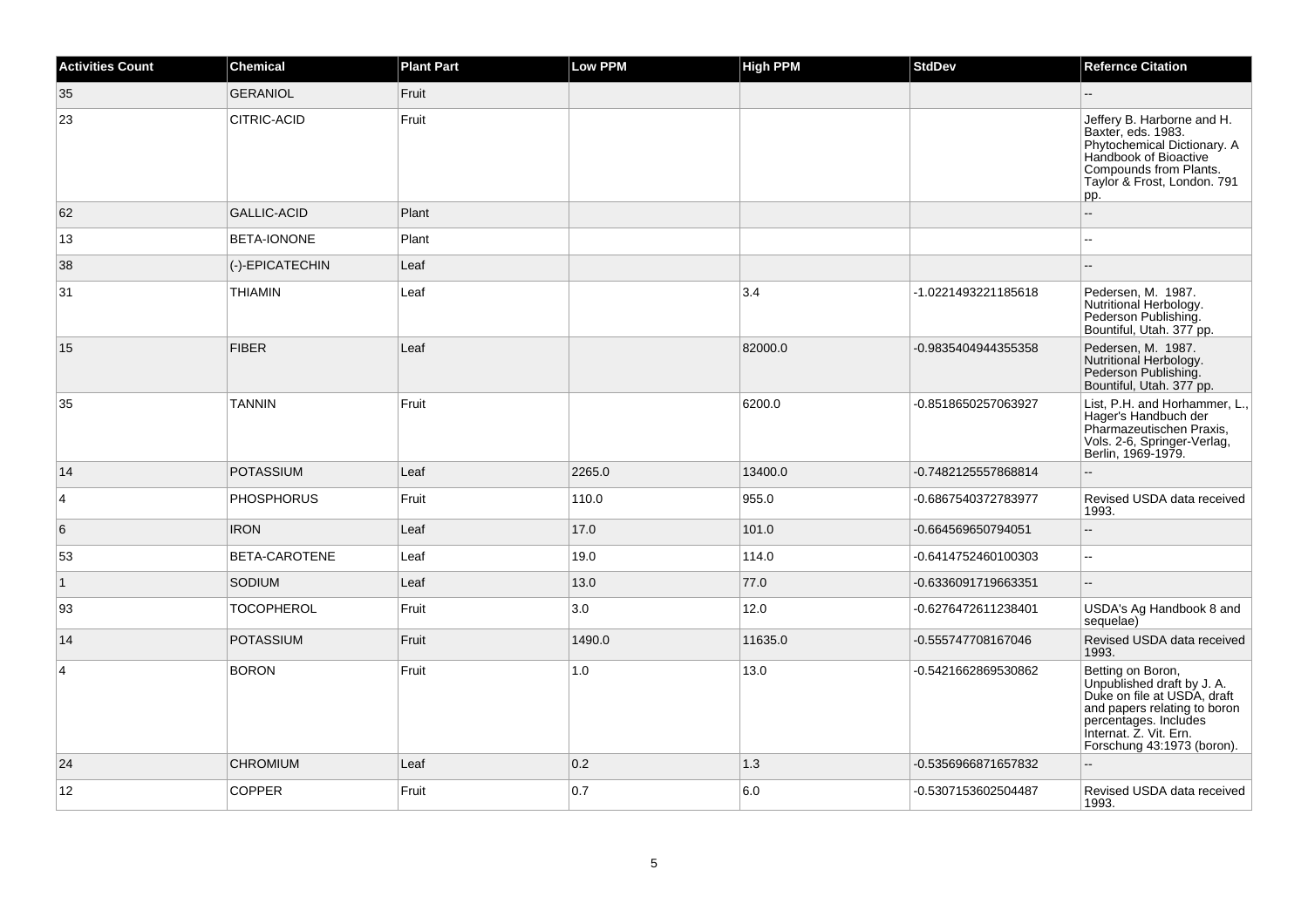| Activities Count | Chemical | Plant Part | Low PPM | High PPM | StdDev | Refernce Citation |
| --- | --- | --- | --- | --- | --- | --- |
| 35 | GERANIOL | Fruit | | | | -- |
| 23 | CITRIC-ACID | Fruit | | | | Jeffery B. Harborne and H. Baxter, eds. 1983. Phytochemical Dictionary. A Handbook of Bioactive Compounds from Plants. Taylor & Frost, London. 791 pp. |
| 62 | GALLIC-ACID | Plant | | | | -- |
| 13 | BETA-IONONE | Plant | | | | -- |
| 38 | (-)-EPICATECHIN | Leaf | | | | -- |
| 31 | THIAMIN | Leaf | | 3.4 | -1.0221493221185618 | Pedersen, M. 1987. Nutritional Herbology. Pederson Publishing. Bountiful, Utah. 377 pp. |
| 15 | FIBER | Leaf | | 82000.0 | -0.9835404944355358 | Pedersen, M. 1987. Nutritional Herbology. Pederson Publishing. Bountiful, Utah. 377 pp. |
| 35 | TANNIN | Fruit | | 6200.0 | -0.8518650257063927 | List, P.H. and Horhammer, L., Hager's Handbuch der Pharmazeutischen Praxis, Vols. 2-6, Springer-Verlag, Berlin, 1969-1979. |
| 14 | POTASSIUM | Leaf | 2265.0 | 13400.0 | -0.7482125557868814 | -- |
| 4 | PHOSPHORUS | Fruit | 110.0 | 955.0 | -0.6867540372783977 | Revised USDA data received 1993. |
| 6 | IRON | Leaf | 17.0 | 101.0 | -0.664569650794051 | -- |
| 53 | BETA-CAROTENE | Leaf | 19.0 | 114.0 | -0.6414752460100303 | -- |
| 1 | SODIUM | Leaf | 13.0 | 77.0 | -0.6336091719663351 | -- |
| 93 | TOCOPHEROL | Fruit | 3.0 | 12.0 | -0.6276472611238401 | USDA's Ag Handbook 8 and sequelae) |
| 14 | POTASSIUM | Fruit | 1490.0 | 11635.0 | -0.555747708167046 | Revised USDA data received 1993. |
| 4 | BORON | Fruit | 1.0 | 13.0 | -0.5421662869530862 | Betting on Boron, Unpublished draft by J. A. Duke on file at USDA, draft and papers relating to boron percentages. Includes Internat. Z. Vit. Ern. Forschung 43:1973 (boron). |
| 24 | CHROMIUM | Leaf | 0.2 | 1.3 | -0.5356966871657832 | -- |
| 12 | COPPER | Fruit | 0.7 | 6.0 | -0.5307153602504487 | Revised USDA data received 1993. |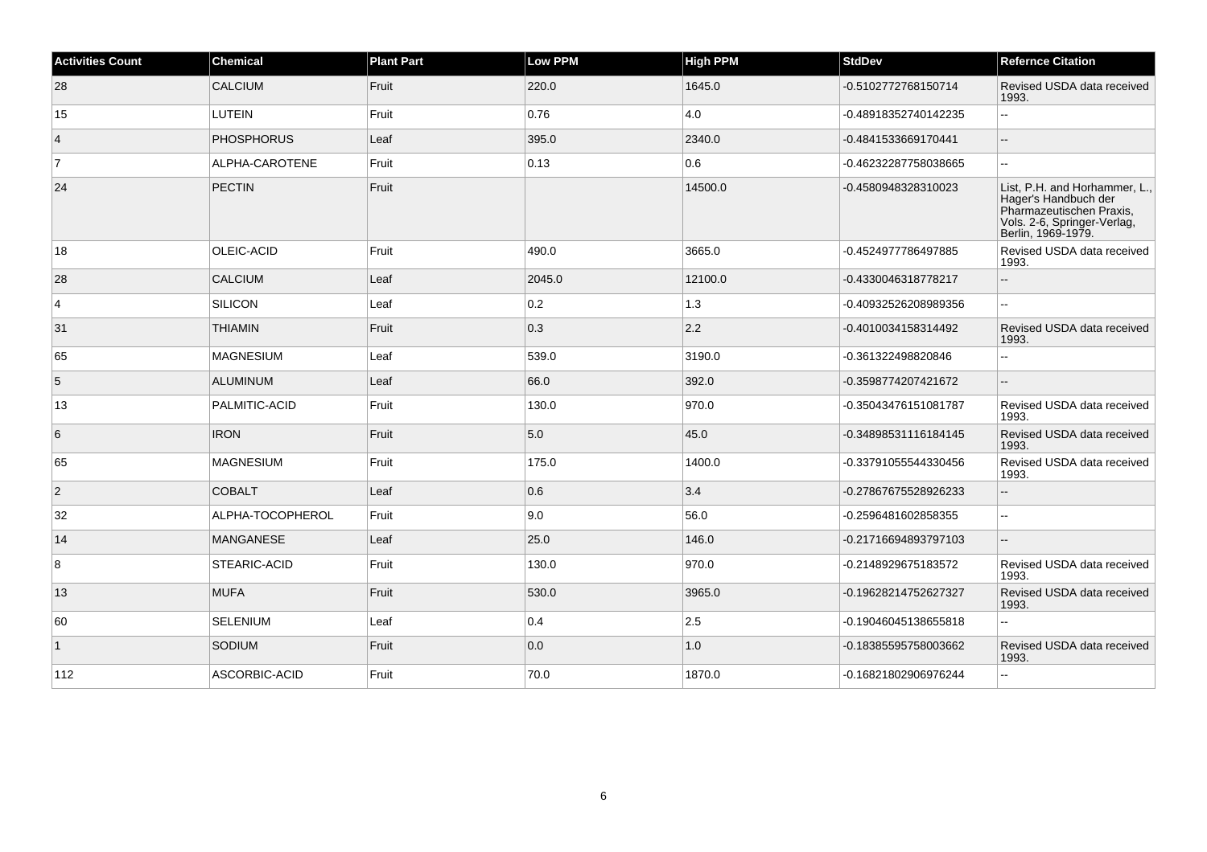| Activities Count | Chemical | Plant Part | Low PPM | High PPM | StdDev | Refernce Citation |
|---|---|---|---|---|---|---|
| 28 | CALCIUM | Fruit | 220.0 | 1645.0 | -0.5102772768150714 | Revised USDA data received 1993. |
| 15 | LUTEIN | Fruit | 0.76 | 4.0 | -0.48918352740142235 | -- |
| 4 | PHOSPHORUS | Leaf | 395.0 | 2340.0 | -0.4841533669170441 | -- |
| 7 | ALPHA-CAROTENE | Fruit | 0.13 | 0.6 | -0.46232287758038665 | -- |
| 24 | PECTIN | Fruit | | 14500.0 | -0.4580948328310023 | List, P.H. and Horhammer, L., Hager's Handbuch der Pharmazeutischen Praxis, Vols. 2-6, Springer-Verlag, Berlin, 1969-1979. |
| 18 | OLEIC-ACID | Fruit | 490.0 | 3665.0 | -0.4524977786497885 | Revised USDA data received 1993. |
| 28 | CALCIUM | Leaf | 2045.0 | 12100.0 | -0.4330046318778217 | -- |
| 4 | SILICON | Leaf | 0.2 | 1.3 | -0.40932526208989356 | -- |
| 31 | THIAMIN | Fruit | 0.3 | 2.2 | -0.4010034158314492 | Revised USDA data received 1993. |
| 65 | MAGNESIUM | Leaf | 539.0 | 3190.0 | -0.361322498820846 | -- |
| 5 | ALUMINUM | Leaf | 66.0 | 392.0 | -0.3598774207421672 | -- |
| 13 | PALMITIC-ACID | Fruit | 130.0 | 970.0 | -0.35043476151081787 | Revised USDA data received 1993. |
| 6 | IRON | Fruit | 5.0 | 45.0 | -0.34898531116184145 | Revised USDA data received 1993. |
| 65 | MAGNESIUM | Fruit | 175.0 | 1400.0 | -0.33791055544330456 | Revised USDA data received 1993. |
| 2 | COBALT | Leaf | 0.6 | 3.4 | -0.27867675528926233 | -- |
| 32 | ALPHA-TOCOPHEROL | Fruit | 9.0 | 56.0 | -0.2596481602858355 | -- |
| 14 | MANGANESE | Leaf | 25.0 | 146.0 | -0.21716694893797103 | -- |
| 8 | STEARIC-ACID | Fruit | 130.0 | 970.0 | -0.2148929675183572 | Revised USDA data received 1993. |
| 13 | MUFA | Fruit | 530.0 | 3965.0 | -0.19628214752627327 | Revised USDA data received 1993. |
| 60 | SELENIUM | Leaf | 0.4 | 2.5 | -0.19046045138655818 | -- |
| 1 | SODIUM | Fruit | 0.0 | 1.0 | -0.18385595758003662 | Revised USDA data received 1993. |
| 112 | ASCORBIC-ACID | Fruit | 70.0 | 1870.0 | -0.16821802906976244 | -- |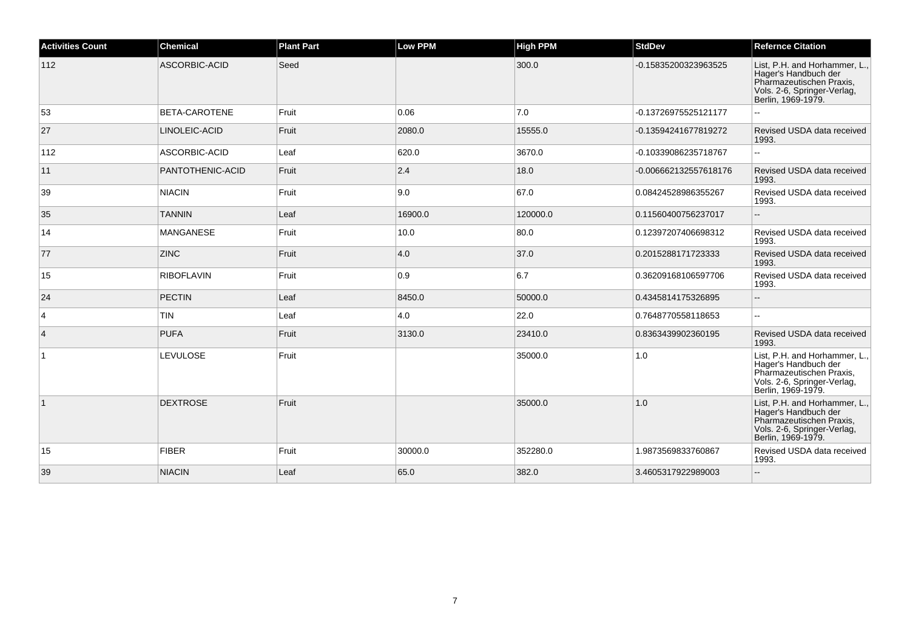| Activities Count | Chemical | Plant Part | Low PPM | High PPM | StdDev | Refernce Citation |
| --- | --- | --- | --- | --- | --- | --- |
| 112 | ASCORBIC-ACID | Seed | | 300.0 | -0.15835200323963525 | List, P.H. and Horhammer, L., Hager's Handbuch der Pharmazeutischen Praxis, Vols. 2-6, Springer-Verlag, Berlin, 1969-1979. |
| 53 | BETA-CAROTENE | Fruit | 0.06 | 7.0 | -0.13726975525121177 | -- |
| 27 | LINOLEIC-ACID | Fruit | 2080.0 | 15555.0 | -0.13594241677819272 | Revised USDA data received 1993. |
| 112 | ASCORBIC-ACID | Leaf | 620.0 | 3670.0 | -0.10339086235718767 | -- |
| 11 | PANTOTHENIC-ACID | Fruit | 2.4 | 18.0 | -0.006662132557618176 | Revised USDA data received 1993. |
| 39 | NIACIN | Fruit | 9.0 | 67.0 | 0.08424528986355267 | Revised USDA data received 1993. |
| 35 | TANNIN | Leaf | 16900.0 | 120000.0 | 0.11560400756237017 | -- |
| 14 | MANGANESE | Fruit | 10.0 | 80.0 | 0.12397207406698312 | Revised USDA data received 1993. |
| 77 | ZINC | Fruit | 4.0 | 37.0 | 0.2015288171723333 | Revised USDA data received 1993. |
| 15 | RIBOFLAVIN | Fruit | 0.9 | 6.7 | 0.36209168106597706 | Revised USDA data received 1993. |
| 24 | PECTIN | Leaf | 8450.0 | 50000.0 | 0.4345814175326895 | -- |
| 4 | TIN | Leaf | 4.0 | 22.0 | 0.7648770558118653 | -- |
| 4 | PUFA | Fruit | 3130.0 | 23410.0 | 0.8363439902360195 | Revised USDA data received 1993. |
| 1 | LEVULOSE | Fruit | | 35000.0 | 1.0 | List, P.H. and Horhammer, L., Hager's Handbuch der Pharmazeutischen Praxis, Vols. 2-6, Springer-Verlag, Berlin, 1969-1979. |
| 1 | DEXTROSE | Fruit | | 35000.0 | 1.0 | List, P.H. and Horhammer, L., Hager's Handbuch der Pharmazeutischen Praxis, Vols. 2-6, Springer-Verlag, Berlin, 1969-1979. |
| 15 | FIBER | Fruit | 30000.0 | 352280.0 | 1.9873569833760867 | Revised USDA data received 1993. |
| 39 | NIACIN | Leaf | 65.0 | 382.0 | 3.4605317922989003 | -- |